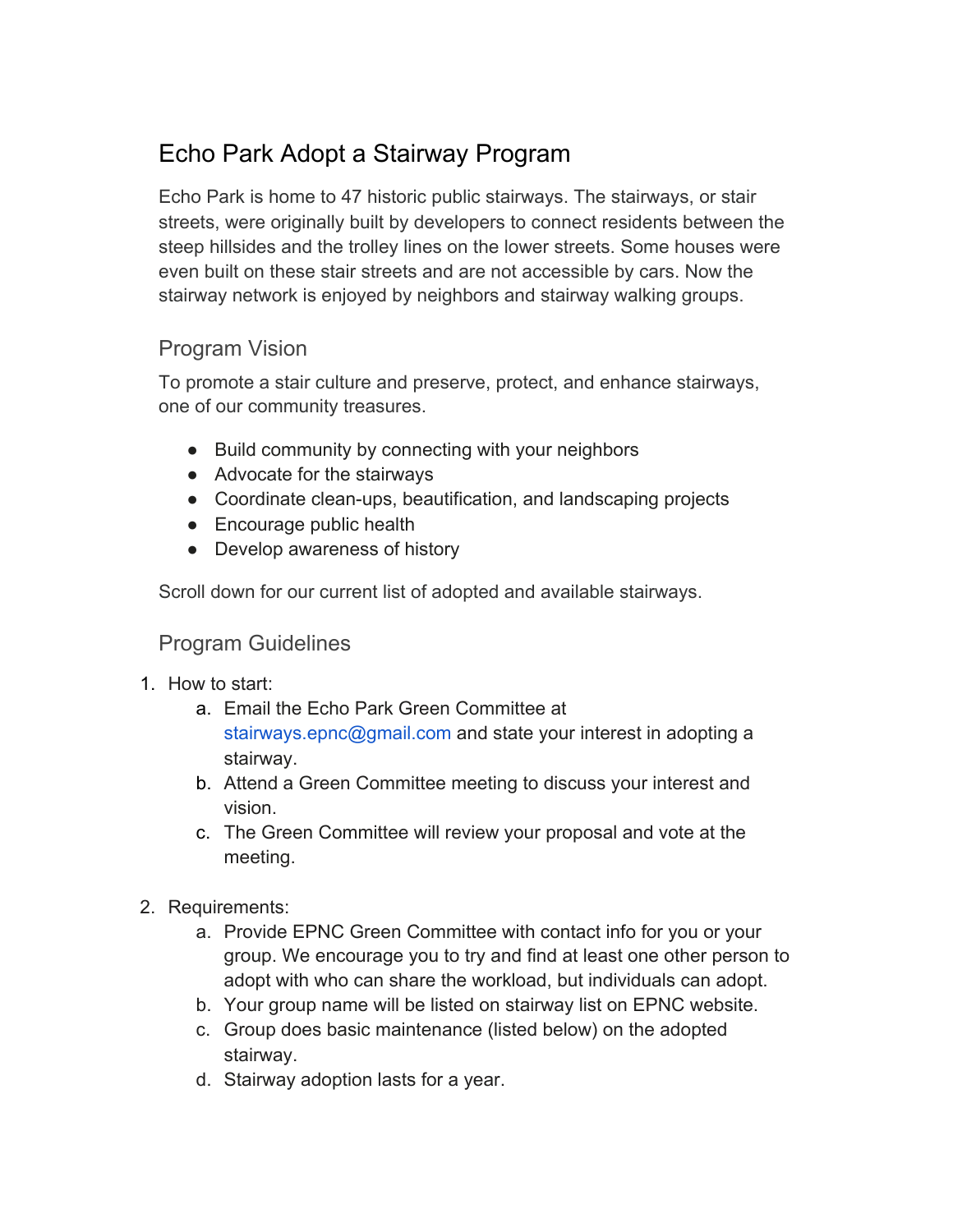# Echo Park Adopt a Stairway Program

Echo Park is home to 47 historic public stairways. The stairways, or stair streets, were originally built by developers to connect residents between the steep hillsides and the trolley lines on the lower streets. Some houses were even built on these stair streets and are not accessible by cars. Now the stairway network is enjoyed by neighbors and stairway walking groups.

## Program Vision

To promote a stair culture and preserve, protect, and enhance stairways, one of our community treasures.

- Build community by connecting with your neighbors
- Advocate for the stairways
- Coordinate clean-ups, beautification, and landscaping projects
- Encourage public health
- Develop awareness of history

Scroll down for our current list of adopted and available stairways.

## Program Guidelines

1. How to start:
    a. Email the Echo Park Green Committee at stairways.epnc@gmail.com and state your interest in adopting a stairway.
    b. Attend a Green Committee meeting to discuss your interest and vision.
    c. The Green Committee will review your proposal and vote at the meeting.

2. Requirements:
    a. Provide EPNC Green Committee with contact info for you or your group. We encourage you to try and find at least one other person to adopt with who can share the workload, but individuals can adopt.
    b. Your group name will be listed on stairway list on EPNC website.
    c. Group does basic maintenance (listed below) on the adopted stairway.
    d. Stairway adoption lasts for a year.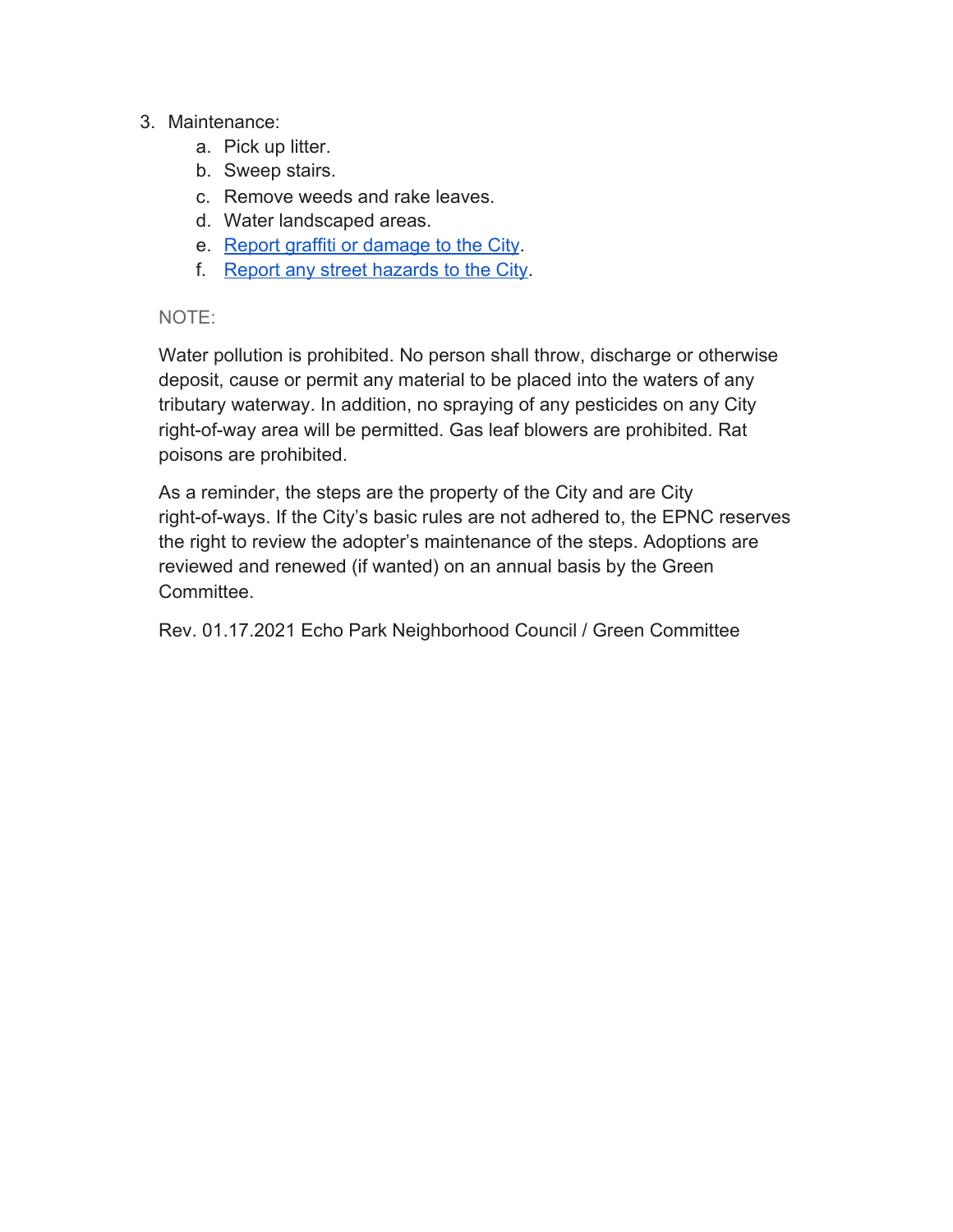3. Maintenance:
    a. Pick up litter.
    b. Sweep stairs.
    c. Remove weeds and rake leaves.
    d. Water landscaped areas.
    e. Report graffiti or damage to the City.
    f. Report any street hazards to the City.

NOTE:

Water pollution is prohibited. No person shall throw, discharge or otherwise deposit, cause or permit any material to be placed into the waters of any tributary waterway. In addition, no spraying of any pesticides on any City right-of-way area will be permitted. Gas leaf blowers are prohibited. Rat poisons are prohibited.

As a reminder, the steps are the property of the City and are City right-of-ways. If the City's basic rules are not adhered to, the EPNC reserves the right to review the adopter's maintenance of the steps. Adoptions are reviewed and renewed (if wanted) on an annual basis by the Green Committee.

Rev. 01.17.2021 Echo Park Neighborhood Council / Green Committee